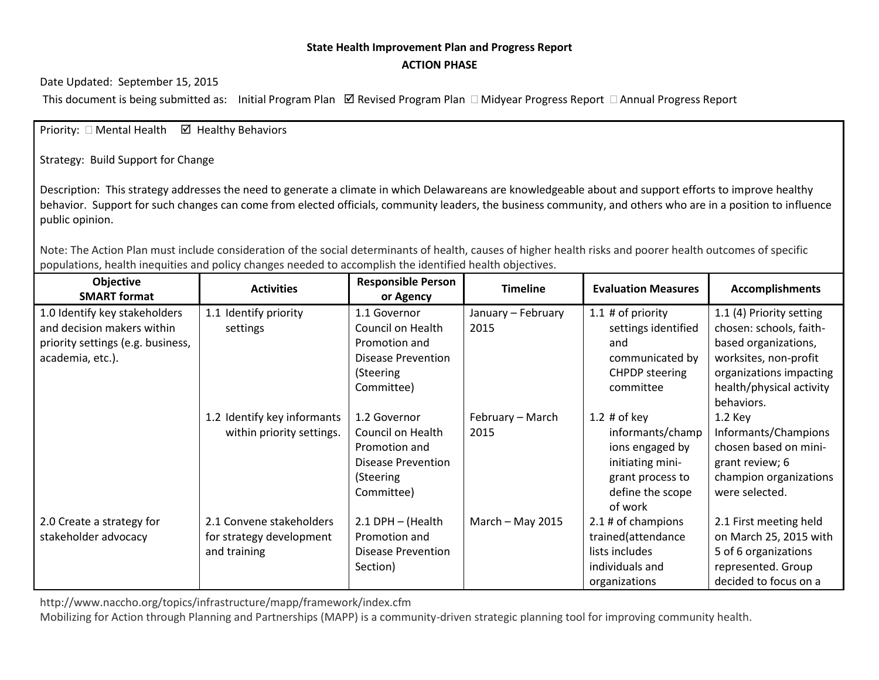**State Health Improvement Plan and Progress Report**

**ACTION PHASE**

Date Updated: September 15, 2015

This document is being submitted as: Initial Program Plan ☑ Revised Program Plan ☐ Midyear Progress Report ☐ Annual Progress Report

Priority: ☐ Mental Health ☑ Healthy Behaviors

Strategy: Build Support for Change

Description: This strategy addresses the need to generate a climate in which Delawareans are knowledgeable about and support efforts to improve healthy behavior. Support for such changes can come from elected officials, community leaders, the business community, and others who are in a position to influence public opinion.

Note: The Action Plan must include consideration of the social determinants of health, causes of higher health risks and poorer health outcomes of specific populations, health inequities and policy changes needed to accomplish the identified health objectives.

| Objective SMART format | Activities | Responsible Person or Agency | Timeline | Evaluation Measures | Accomplishments |
|---|---|---|---|---|---|
| 1.0 Identify key stakeholders and decision makers within priority settings (e.g. business, academia, etc.). | 1.1 Identify priority settings | 1.1 Governor Council on Health Promotion and Disease Prevention (Steering Committee) | January – February 2015 | 1.1 # of priority settings identified and communicated by CHPDP steering committee | 1.1 (4) Priority setting chosen: schools, faith-based organizations, worksites, non-profit organizations impacting health/physical activity behaviors. |
| | 1.2 Identify key informants within priority settings. | 1.2 Governor Council on Health Promotion and Disease Prevention (Steering Committee) | February – March 2015 | 1.2 # of key informants/champions engaged by initiating mini-grant process to define the scope of work | 1.2 Key Informants/Champions chosen based on mini-grant review; 6 champion organizations were selected. |
| 2.0 Create a strategy for stakeholder advocacy | 2.1 Convene stakeholders for strategy development and training | 2.1 DPH – (Health Promotion and Disease Prevention Section) | March – May 2015 | 2.1 # of champions trained(attendance lists includes individuals and organizations | 2.1 First meeting held on March 25, 2015 with 5 of 6 organizations represented. Group decided to focus on a |

http://www.naccho.org/topics/infrastructure/mapp/framework/index.cfm

Mobilizing for Action through Planning and Partnerships (MAPP) is a community-driven strategic planning tool for improving community health.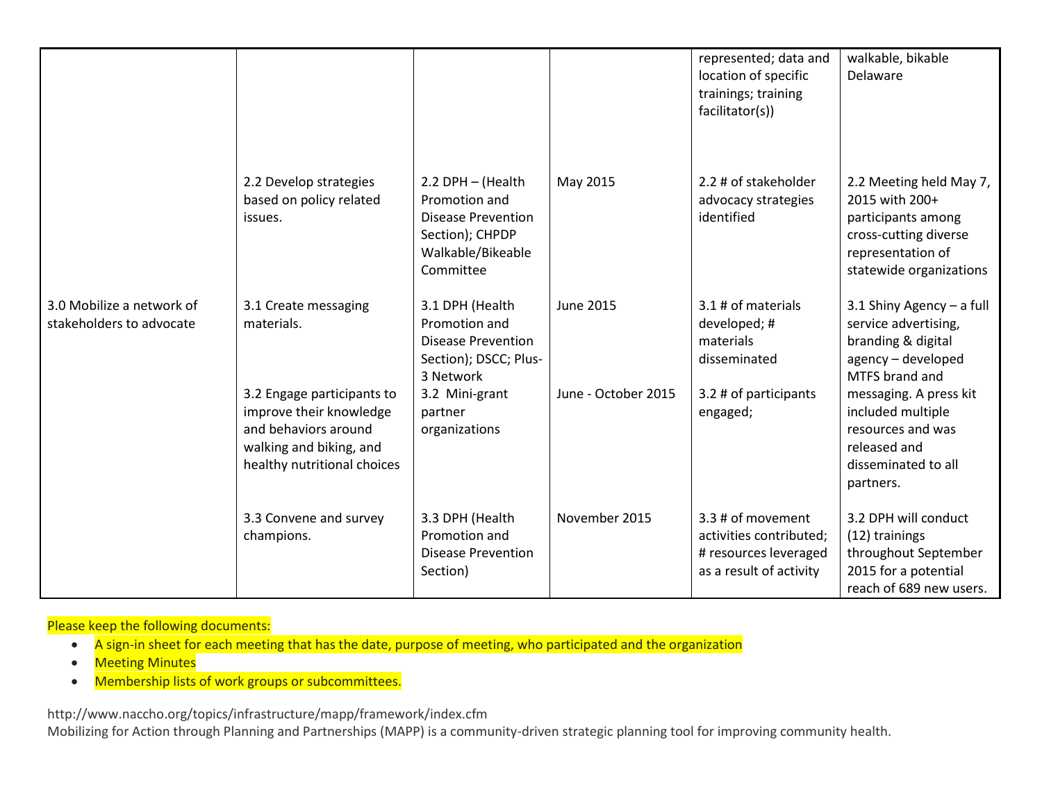| | | | | | |
|---|---|---|---|---|---|
| | | | | represented; data and location of specific trainings; training facilitator(s)) | walkable, bikable Delaware |
| | 2.2 Develop strategies based on policy related issues. | 2.2 DPH – (Health Promotion and Disease Prevention Section); CHPDP Walkable/Bikeable Committee | May 2015 | 2.2 # of stakeholder advocacy strategies identified | 2.2 Meeting held May 7, 2015 with 200+ participants among cross-cutting diverse representation of statewide organizations |
| 3.0 Mobilize a network of stakeholders to advocate | 3.1 Create messaging materials. | 3.1 DPH (Health Promotion and Disease Prevention Section); DSCC; Plus-3 Network | June 2015 | 3.1 # of materials developed; # materials disseminated | 3.1 Shiny Agency – a full service advertising, branding & digital agency – developed MTFS brand and messaging. A press kit included multiple resources and was released and disseminated to all partners. |
| | 3.2 Engage participants to improve their knowledge and behaviors around walking and biking, and healthy nutritional choices | 3.2 Mini-grant partner organizations | June - October 2015 | 3.2 # of participants engaged; | |
| | 3.3 Convene and survey champions. | 3.3 DPH (Health Promotion and Disease Prevention Section) | November 2015 | 3.3 # of movement activities contributed; # resources leveraged as a result of activity | 3.2 DPH will conduct (12) trainings throughout September 2015 for a potential reach of 689 new users. |

Please keep the following documents:

- A sign-in sheet for each meeting that has the date, purpose of meeting, who participated and the organization
- Meeting Minutes
- Membership lists of work groups or subcommittees.

http://www.naccho.org/topics/infrastructure/mapp/framework/index.cfm
Mobilizing for Action through Planning and Partnerships (MAPP) is a community-driven strategic planning tool for improving community health.